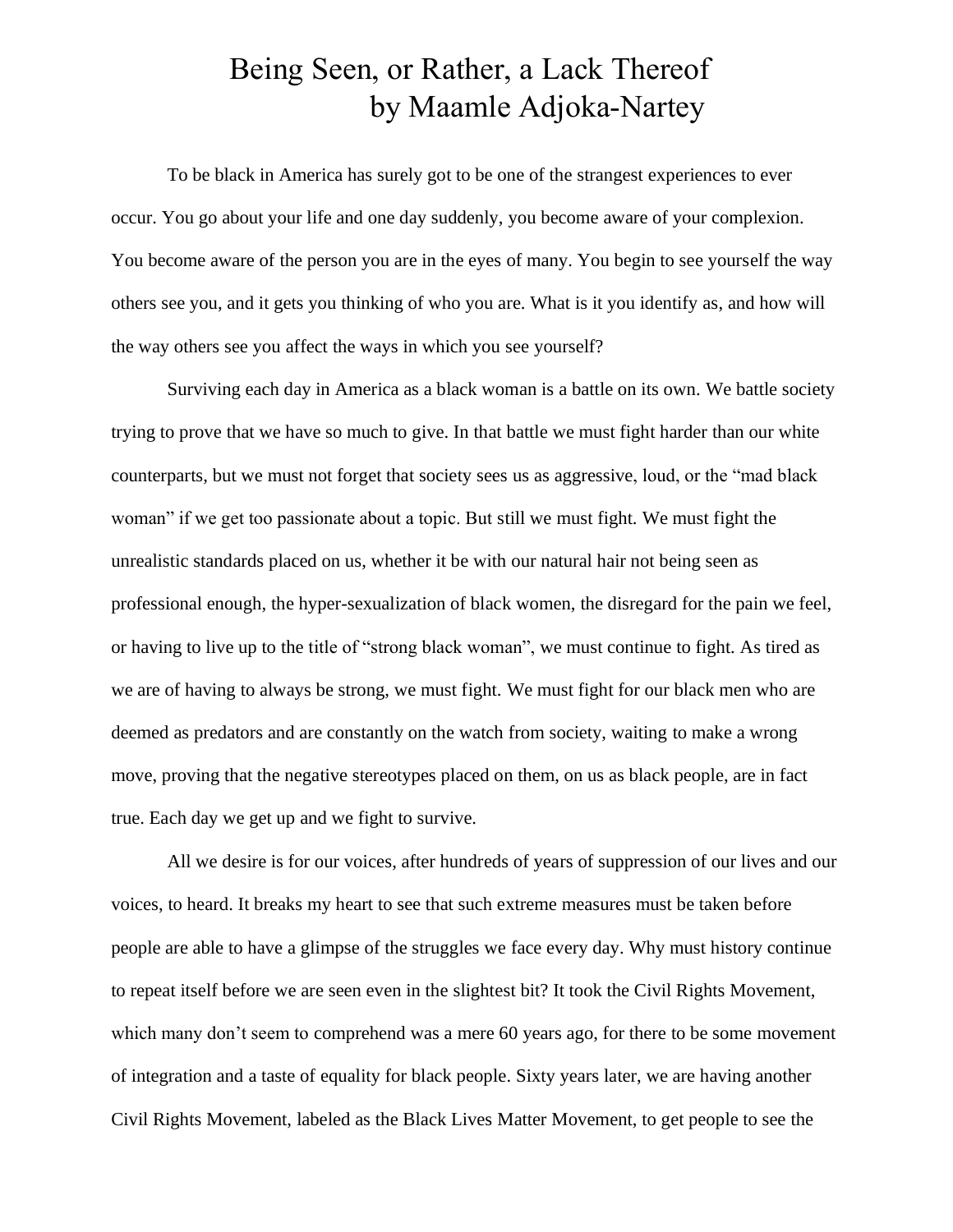# Being Seen, or Rather, a Lack Thereof
## by Maamle Adjoka-Nartey

To be black in America has surely got to be one of the strangest experiences to ever occur. You go about your life and one day suddenly, you become aware of your complexion. You become aware of the person you are in the eyes of many. You begin to see yourself the way others see you, and it gets you thinking of who you are. What is it you identify as, and how will the way others see you affect the ways in which you see yourself?

Surviving each day in America as a black woman is a battle on its own. We battle society trying to prove that we have so much to give. In that battle we must fight harder than our white counterparts, but we must not forget that society sees us as aggressive, loud, or the "mad black woman" if we get too passionate about a topic. But still we must fight. We must fight the unrealistic standards placed on us, whether it be with our natural hair not being seen as professional enough, the hyper-sexualization of black women, the disregard for the pain we feel, or having to live up to the title of "strong black woman", we must continue to fight. As tired as we are of having to always be strong, we must fight. We must fight for our black men who are deemed as predators and are constantly on the watch from society, waiting to make a wrong move, proving that the negative stereotypes placed on them, on us as black people, are in fact true. Each day we get up and we fight to survive.

All we desire is for our voices, after hundreds of years of suppression of our lives and our voices, to heard. It breaks my heart to see that such extreme measures must be taken before people are able to have a glimpse of the struggles we face every day. Why must history continue to repeat itself before we are seen even in the slightest bit? It took the Civil Rights Movement, which many don't seem to comprehend was a mere 60 years ago, for there to be some movement of integration and a taste of equality for black people. Sixty years later, we are having another Civil Rights Movement, labeled as the Black Lives Matter Movement, to get people to see the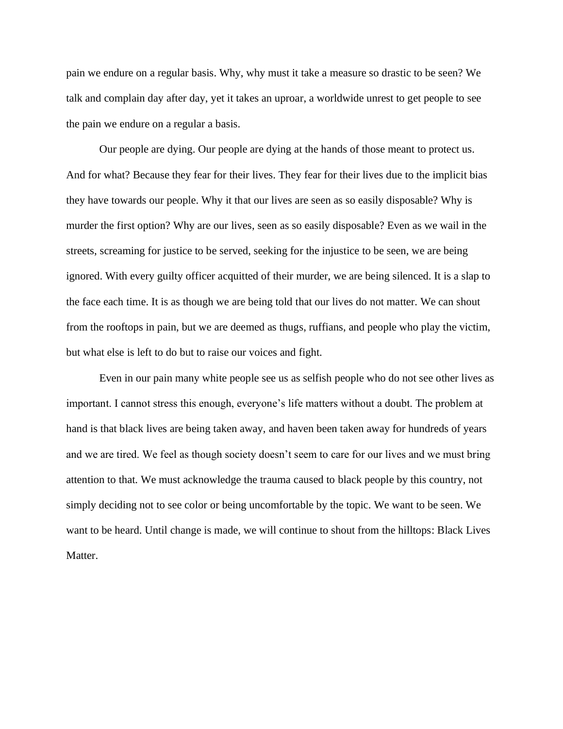pain we endure on a regular basis. Why, why must it take a measure so drastic to be seen? We talk and complain day after day, yet it takes an uproar, a worldwide unrest to get people to see the pain we endure on a regular a basis.

Our people are dying. Our people are dying at the hands of those meant to protect us. And for what? Because they fear for their lives. They fear for their lives due to the implicit bias they have towards our people. Why it that our lives are seen as so easily disposable? Why is murder the first option? Why are our lives, seen as so easily disposable? Even as we wail in the streets, screaming for justice to be served, seeking for the injustice to be seen, we are being ignored. With every guilty officer acquitted of their murder, we are being silenced. It is a slap to the face each time. It is as though we are being told that our lives do not matter. We can shout from the rooftops in pain, but we are deemed as thugs, ruffians, and people who play the victim, but what else is left to do but to raise our voices and fight.

Even in our pain many white people see us as selfish people who do not see other lives as important. I cannot stress this enough, everyone's life matters without a doubt. The problem at hand is that black lives are being taken away, and haven been taken away for hundreds of years and we are tired. We feel as though society doesn't seem to care for our lives and we must bring attention to that. We must acknowledge the trauma caused to black people by this country, not simply deciding not to see color or being uncomfortable by the topic. We want to be seen. We want to be heard. Until change is made, we will continue to shout from the hilltops: Black Lives Matter.